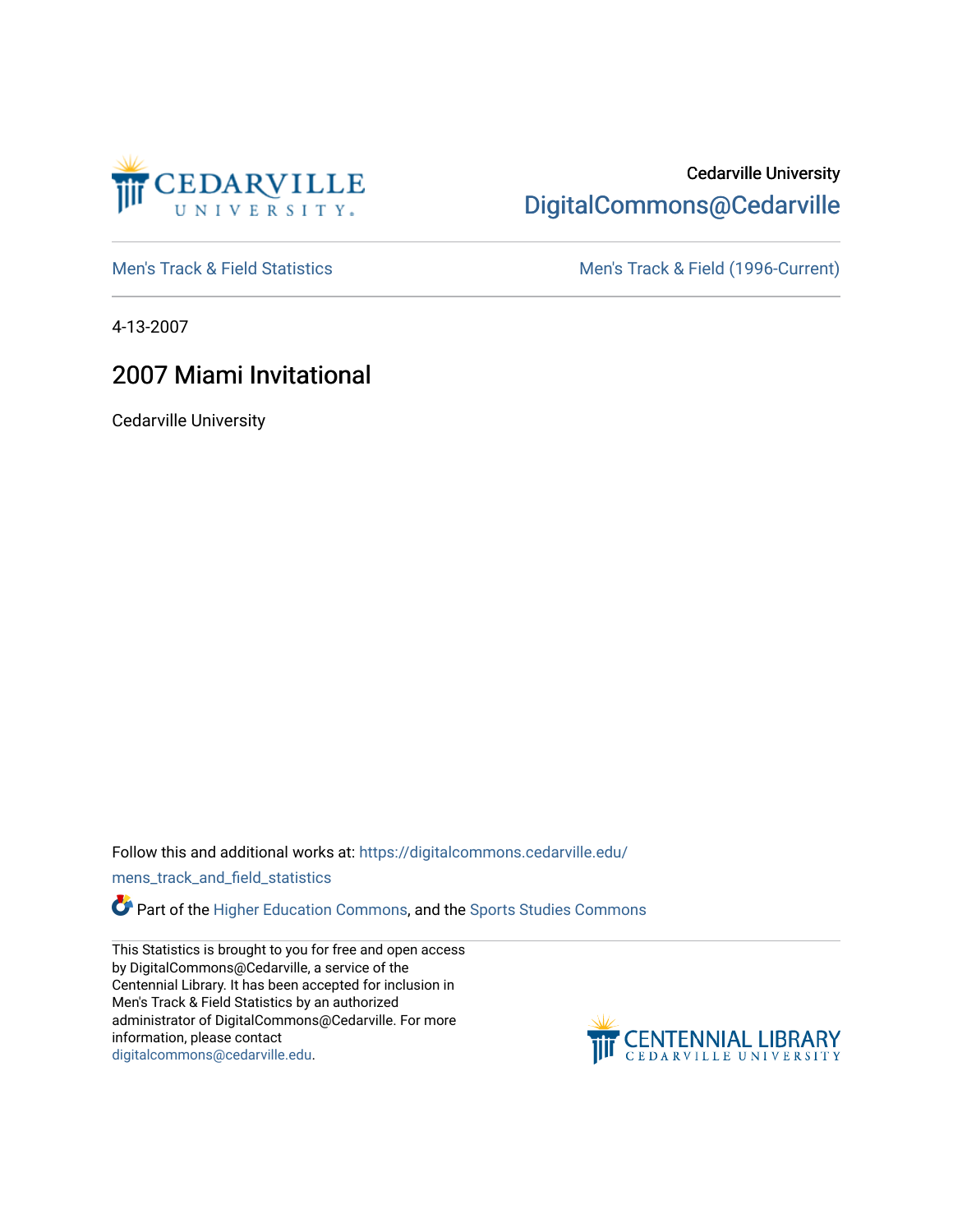Cedarville University

DigitalCommons@Cedarville

Men's Track & Field Statistics

Men's Track & Field (1996-Current)

4-13-2007

# 2007 Miami Invitational

Cedarville University

Follow this and additional works at: https://digitalcommons.cedarville.edu/mens_track_and_field_statistics

Part of the Higher Education Commons, and the Sports Studies Commons

This Statistics is brought to you for free and open access by DigitalCommons@Cedarville, a service of the Centennial Library. It has been accepted for inclusion in Men's Track & Field Statistics by an authorized administrator of DigitalCommons@Cedarville. For more information, please contact digitalcommons@cedarville.edu.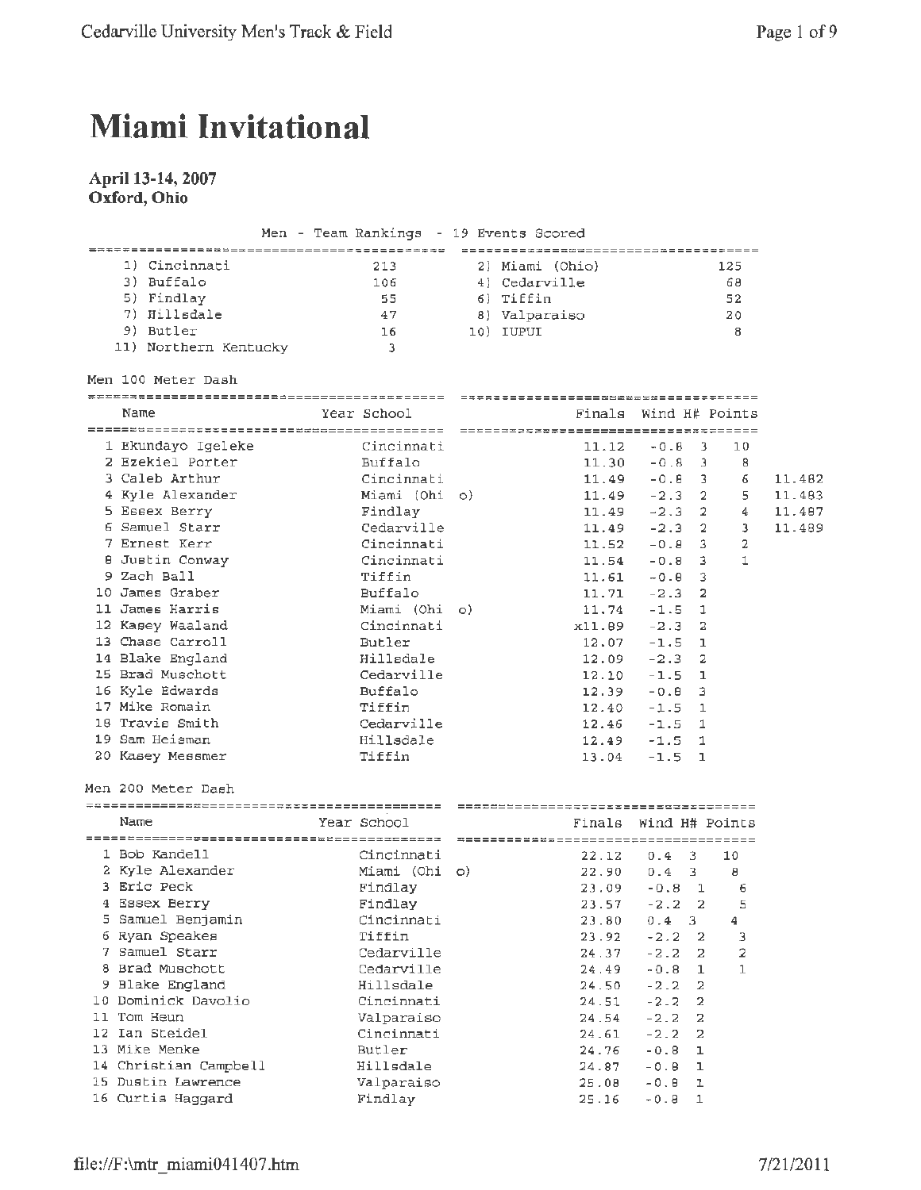# Miami Invitational

**April 13-14, 2007**
**Oxford, Ohio**

Men - Team Rankings - 19 Events Scored

| Rank | Team | Points | Rank | Team | Points |
|---|---|---|---|---|---|
| 1) | Cincinnati | 213 | 2) | Miami (Ohio) | 125 |
| 3) | Buffalo | 106 | 4) | Cedarville | 68 |
| 5) | Findlay | 55 | 6) | Tiffin | 52 |
| 7) | Hillsdale | 47 | 8) | Valparaiso | 20 |
| 9) | Butler | 16 | 10) | IUPUI | 8 |
| 11) | Northern Kentucky | 3 | | | |

Men 100 Meter Dash

| Place | Name | Year | School | Finals | Wind | H# | Points | |
|---|---|---|---|---|---|---|---|---|
| 1 | Ekundayo Igeleke | | Cincinnati | 11.12 | -0.8 | 3 | 10 | |
| 2 | Ezekiel Porter | | Buffalo | 11.30 | -0.8 | 3 | 8 | |
| 3 | Caleb Arthur | | Cincinnati | 11.49 | -0.8 | 3 | 6 | 11.482 |
| 4 | Kyle Alexander | | Miami (Ohio) | 11.49 | -2.3 | 2 | 5 | 11.483 |
| 5 | Essex Berry | | Findlay | 11.49 | -2.3 | 2 | 4 | 11.487 |
| 6 | Samuel Starr | | Cedarville | 11.49 | -2.3 | 2 | 3 | 11.489 |
| 7 | Ernest Kerr | | Cincinnati | 11.52 | -0.8 | 3 | 2 | |
| 8 | Justin Conway | | Cincinnati | 11.54 | -0.8 | 3 | 1 | |
| 9 | Zach Ball | | Tiffin | 11.61 | -0.8 | 3 | | |
| 10 | James Graber | | Buffalo | 11.71 | -2.3 | 2 | | |
| 11 | James Harris | | Miami (Ohio) | 11.74 | -1.5 | 1 | | |
| 12 | Kasey Waaland | | Cincinnati | x11.89 | -2.3 | 2 | | |
| 13 | Chase Carroll | | Butler | 12.07 | -1.5 | 1 | | |
| 14 | Blake England | | Hillsdale | 12.09 | -2.3 | 2 | | |
| 15 | Brad Muschott | | Cedarville | 12.10 | -1.5 | 1 | | |
| 16 | Kyle Edwards | | Buffalo | 12.39 | -0.8 | 3 | | |
| 17 | Mike Romain | | Tiffin | 12.40 | -1.5 | 1 | | |
| 18 | Travis Smith | | Cedarville | 12.46 | -1.5 | 1 | | |
| 19 | Sam Heisman | | Hillsdale | 12.49 | -1.5 | 1 | | |
| 20 | Kasey Messmer | | Tiffin | 13.04 | -1.5 | 1 | | |

Men 200 Meter Dash

| Place | Name | Year | School | Finals | Wind | H# | Points |
|---|---|---|---|---|---|---|---|
| 1 | Bob Kandell | | Cincinnati | 22.12 | 0.4 | 3 | 10 |
| 2 | Kyle Alexander | | Miami (Ohio) | 22.90 | 0.4 | 3 | 8 |
| 3 | Eric Peck | | Findlay | 23.09 | -0.8 | 1 | 6 |
| 4 | Essex Berry | | Findlay | 23.57 | -2.2 | 2 | 5 |
| 5 | Samuel Benjamin | | Cincinnati | 23.80 | 0.4 | 3 | 4 |
| 6 | Ryan Speakes | | Tiffin | 23.92 | -2.2 | 2 | 3 |
| 7 | Samuel Starr | | Cedarville | 24.37 | -2.2 | 2 | 2 |
| 8 | Brad Muschott | | Cedarville | 24.49 | -0.8 | 1 | 1 |
| 9 | Blake England | | Hillsdale | 24.50 | -2.2 | 2 | |
| 10 | Dominick Davolio | | Cincinnati | 24.51 | -2.2 | 2 | |
| 11 | Tom Heun | | Valparaiso | 24.54 | -2.2 | 2 | |
| 12 | Ian Steidel | | Cincinnati | 24.61 | -2.2 | 2 | |
| 13 | Mike Menke | | Butler | 24.76 | -0.8 | 1 | |
| 14 | Christian Campbell | | Hillsdale | 24.87 | -0.8 | 1 | |
| 15 | Dustin Lawrence | | Valparaiso | 25.08 | -0.8 | 1 | |
| 16 | Curtis Haggard | | Findlay | 25.16 | -0.8 | 1 | |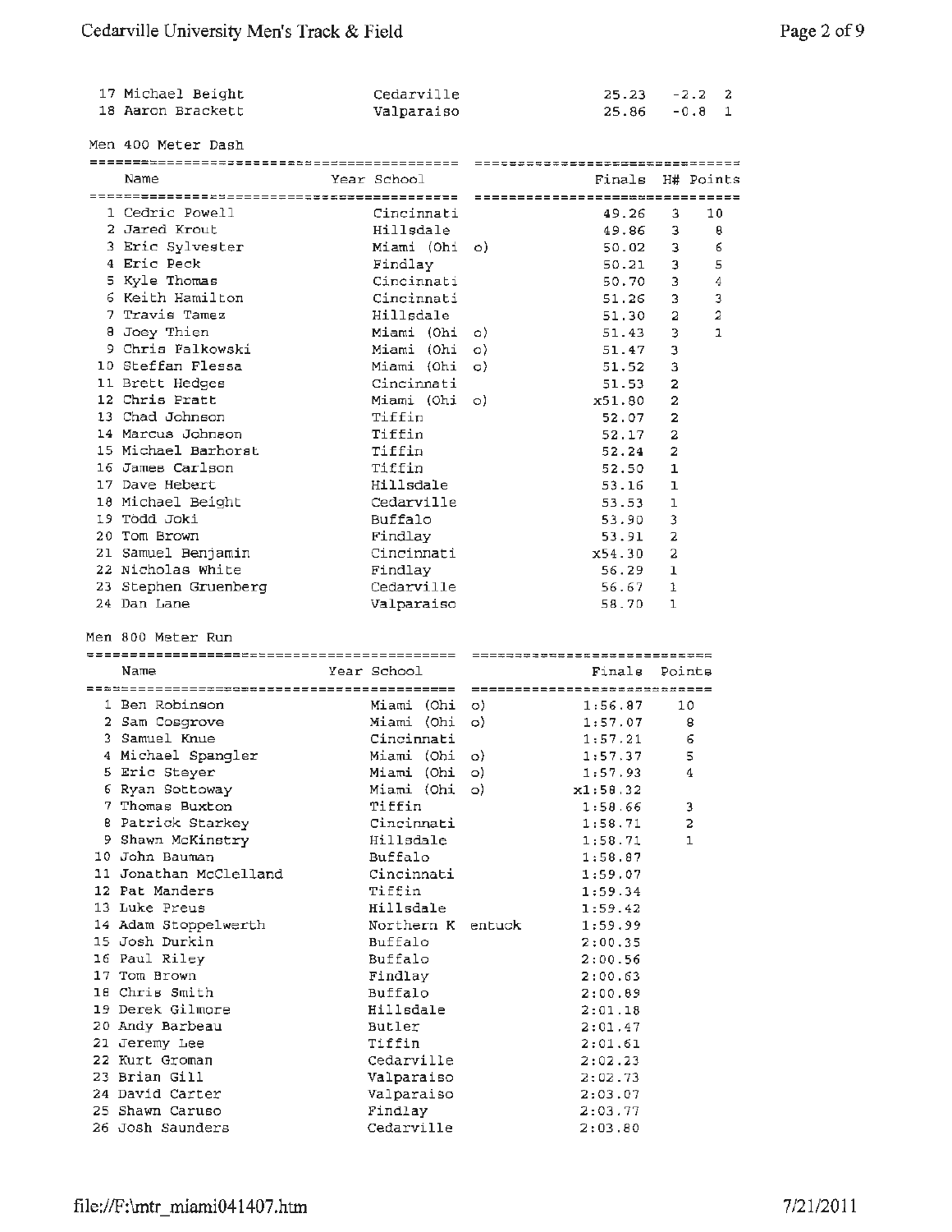| | Name | Year School | Finals | Wind | H# |
|---|---|---|---|---|---|
| 17 | Michael Beight | Cedarville | 25.23 | -2.2 | 2 |
| 18 | Aaron Brackett | Valparaiso | 25.86 | -0.8 | 1 |

## Men 400 Meter Dash

| | Name | Year School | Finals | H# | Points |
|---|---|---|---|---|---|
| 1 | Cedric Powell | Cincinnati | 49.26 | 3 | 10 |
| 2 | Jared Krout | Hillsdale | 49.86 | 3 | 8 |
| 3 | Eric Sylvester | Miami (Ohio) | 50.02 | 3 | 6 |
| 4 | Eric Peck | Findlay | 50.21 | 3 | 5 |
| 5 | Kyle Thomas | Cincinnati | 50.70 | 3 | 4 |
| 6 | Keith Hamilton | Cincinnati | 51.26 | 3 | 3 |
| 7 | Travis Tamez | Hillsdale | 51.30 | 2 | 2 |
| 8 | Joey Thien | Miami (Ohio) | 51.43 | 3 | 1 |
| 9 | Chris Falkowski | Miami (Ohio) | 51.47 | 3 | |
| 10 | Steffan Flessa | Miami (Ohio) | 51.52 | 3 | |
| 11 | Brett Hedges | Cincinnati | 51.53 | 2 | |
| 12 | Chris Pratt | Miami (Ohio) | x51.80 | 2 | |
| 13 | Chad Johnson | Tiffin | 52.07 | 2 | |
| 14 | Marcus Johnson | Tiffin | 52.17 | 2 | |
| 15 | Michael Barhorst | Tiffin | 52.24 | 2 | |
| 16 | James Carlson | Tiffin | 52.50 | 1 | |
| 17 | Dave Hebert | Hillsdale | 53.16 | 1 | |
| 18 | Michael Beight | Cedarville | 53.53 | 1 | |
| 19 | Todd Joki | Buffalo | 53.90 | 3 | |
| 20 | Tom Brown | Findlay | 53.91 | 2 | |
| 21 | Samuel Benjamin | Cincinnati | x54.30 | 2 | |
| 22 | Nicholas White | Findlay | 56.29 | 1 | |
| 23 | Stephen Gruenberg | Cedarville | 56.67 | 1 | |
| 24 | Dan Lane | Valparaiso | 58.70 | 1 | |

## Men 800 Meter Run

| | Name | Year School | Finals | Points |
|---|---|---|---|---|
| 1 | Ben Robinson | Miami (Ohio) | 1:56.87 | 10 |
| 2 | Sam Cosgrove | Miami (Ohio) | 1:57.07 | 8 |
| 3 | Samuel Knue | Cincinnati | 1:57.21 | 6 |
| 4 | Michael Spangler | Miami (Ohio) | 1:57.37 | 5 |
| 5 | Eric Steyer | Miami (Ohio) | 1:57.93 | 4 |
| 6 | Ryan Sottoway | Miami (Ohio) | x1:58.32 | |
| 7 | Thomas Buxton | Tiffin | 1:58.66 | 3 |
| 8 | Patrick Starkey | Cincinnati | 1:58.71 | 2 |
| 9 | Shawn McKinstry | Hillsdale | 1:58.71 | 1 |
| 10 | John Bauman | Buffalo | 1:58.87 | |
| 11 | Jonathan McClelland | Cincinnati | 1:59.07 | |
| 12 | Pat Manders | Tiffin | 1:59.34 | |
| 13 | Luke Preus | Hillsdale | 1:59.42 | |
| 14 | Adam Stoppelwerth | Northern Kentuck | 1:59.99 | |
| 15 | Josh Durkin | Buffalo | 2:00.35 | |
| 16 | Paul Riley | Buffalo | 2:00.56 | |
| 17 | Tom Brown | Findlay | 2:00.63 | |
| 18 | Chris Smith | Buffalo | 2:00.89 | |
| 19 | Derek Gilmore | Hillsdale | 2:01.18 | |
| 20 | Andy Barbeau | Butler | 2:01.47 | |
| 21 | Jeremy Lee | Tiffin | 2:01.61 | |
| 22 | Kurt Groman | Cedarville | 2:02.23 | |
| 23 | Brian Gill | Valparaiso | 2:02.73 | |
| 24 | David Carter | Valparaiso | 2:03.07 | |
| 25 | Shawn Caruso | Findlay | 2:03.77 | |
| 26 | Josh Saunders | Cedarville | 2:03.80 | |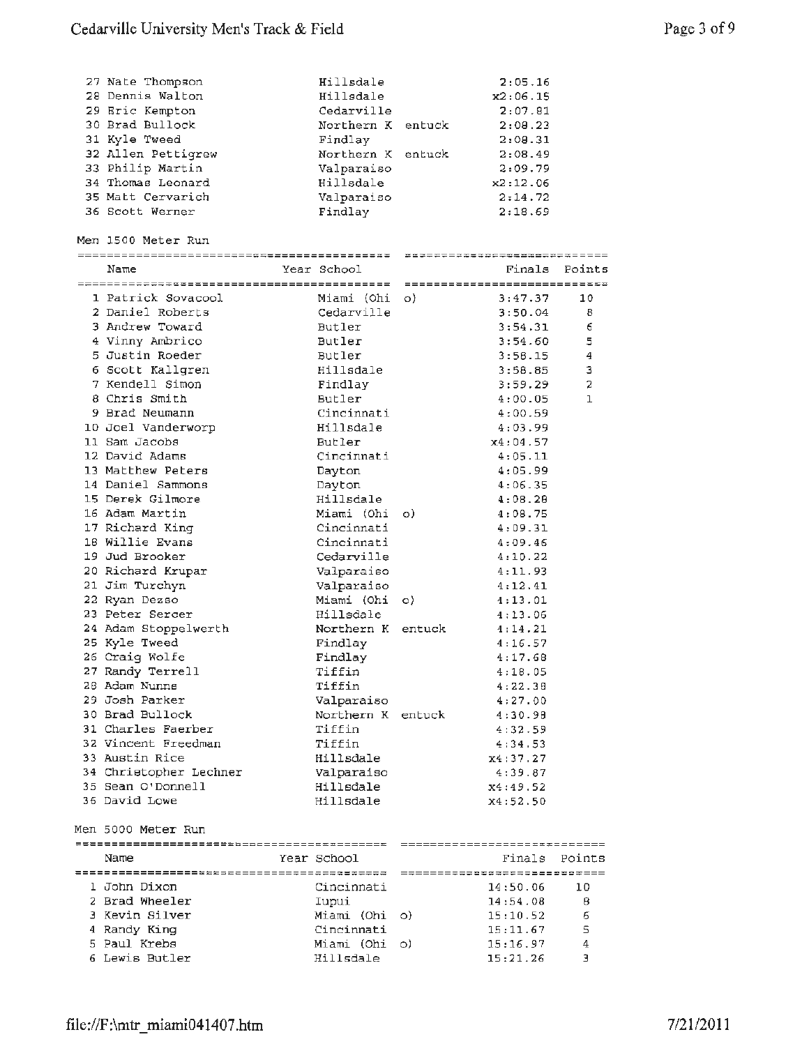| Place | Name | Year | School | Finals | Points |
|---|---|---|---|---|---|
| 27 | Nate Thompson | | Hillsdale | 2:05.16 | |
| 28 | Dennis Walton | | Hillsdale | x2:06.15 | |
| 29 | Eric Kempton | | Cedarville | 2:07.81 | |
| 30 | Brad Bullock | | Northern Kentuck | 2:08.23 | |
| 31 | Kyle Tweed | | Findlay | 2:08.31 | |
| 32 | Allen Pettigrew | | Northern Kentuck | 2:08.49 | |
| 33 | Philip Martin | | Valparaiso | 2:09.79 | |
| 34 | Thomas Leonard | | Hillsdale | x2:12.06 | |
| 35 | Matt Cervarich | | Valparaiso | 2:14.72 | |
| 36 | Scott Werner | | Findlay | 2:18.69 | |

## Men 1500 Meter Run

| Place | Name | Year | School | Finals | Points |
|---|---|---|---|---|---|
| 1 | Patrick Sovacool | | Miami (Ohio) | 3:47.37 | 10 |
| 2 | Daniel Roberts | | Cedarville | 3:50.04 | 8 |
| 3 | Andrew Toward | | Butler | 3:54.31 | 6 |
| 4 | Vinny Ambrico | | Butler | 3:54.60 | 5 |
| 5 | Justin Roeder | | Butler | 3:58.15 | 4 |
| 6 | Scott Kallgren | | Hillsdale | 3:58.85 | 3 |
| 7 | Kendell Simon | | Findlay | 3:59.29 | 2 |
| 8 | Chris Smith | | Butler | 4:00.05 | 1 |
| 9 | Brad Neumann | | Cincinnati | 4:00.59 | |
| 10 | Joel Vanderworp | | Hillsdale | 4:03.99 | |
| 11 | Sam Jacobs | | Butler | x4:04.57 | |
| 12 | David Adams | | Cincinnati | 4:05.11 | |
| 13 | Matthew Peters | | Dayton | 4:05.99 | |
| 14 | Daniel Sammons | | Dayton | 4:06.35 | |
| 15 | Derek Gilmore | | Hillsdale | 4:08.28 | |
| 16 | Adam Martin | | Miami (Ohio) | 4:08.75 | |
| 17 | Richard King | | Cincinnati | 4:09.31 | |
| 18 | Willie Evans | | Cincinnati | 4:09.46 | |
| 19 | Jud Brooker | | Cedarville | 4:10.22 | |
| 20 | Richard Krupar | | Valparaiso | 4:11.93 | |
| 21 | Jim Turchyn | | Valparaiso | 4:12.41 | |
| 22 | Ryan Dezso | | Miami (Ohio) | 4:13.01 | |
| 23 | Peter Sercer | | Hillsdale | 4:13.06 | |
| 24 | Adam Stoppelwerth | | Northern Kentuck | 4:14.21 | |
| 25 | Kyle Tweed | | Findlay | 4:16.57 | |
| 26 | Craig Wolfe | | Findlay | 4:17.68 | |
| 27 | Randy Terrell | | Tiffin | 4:18.05 | |
| 28 | Adam Nunns | | Tiffin | 4:22.38 | |
| 29 | Josh Parker | | Valparaiso | 4:27.00 | |
| 30 | Brad Bullock | | Northern Kentuck | 4:30.98 | |
| 31 | Charles Faerber | | Tiffin | 4:32.59 | |
| 32 | Vincent Freedman | | Tiffin | 4:34.53 | |
| 33 | Austin Rice | | Hillsdale | x4:37.27 | |
| 34 | Christopher Lechner | | Valparaiso | 4:39.87 | |
| 35 | Sean O'Donnell | | Hillsdale | x4:49.52 | |
| 36 | David Lowe | | Hillsdale | x4:52.50 | |

## Men 5000 Meter Run

| Place | Name | Year | School | Finals | Points |
|---|---|---|---|---|---|
| 1 | John Dixon | | Cincinnati | 14:50.06 | 10 |
| 2 | Brad Wheeler | | Iupui | 14:54.08 | 8 |
| 3 | Kevin Silver | | Miami (Ohio) | 15:10.52 | 6 |
| 4 | Randy King | | Cincinnati | 15:11.67 | 5 |
| 5 | Paul Krebs | | Miami (Ohio) | 15:16.97 | 4 |
| 6 | Lewis Butler | | Hillsdale | 15:21.26 | 3 |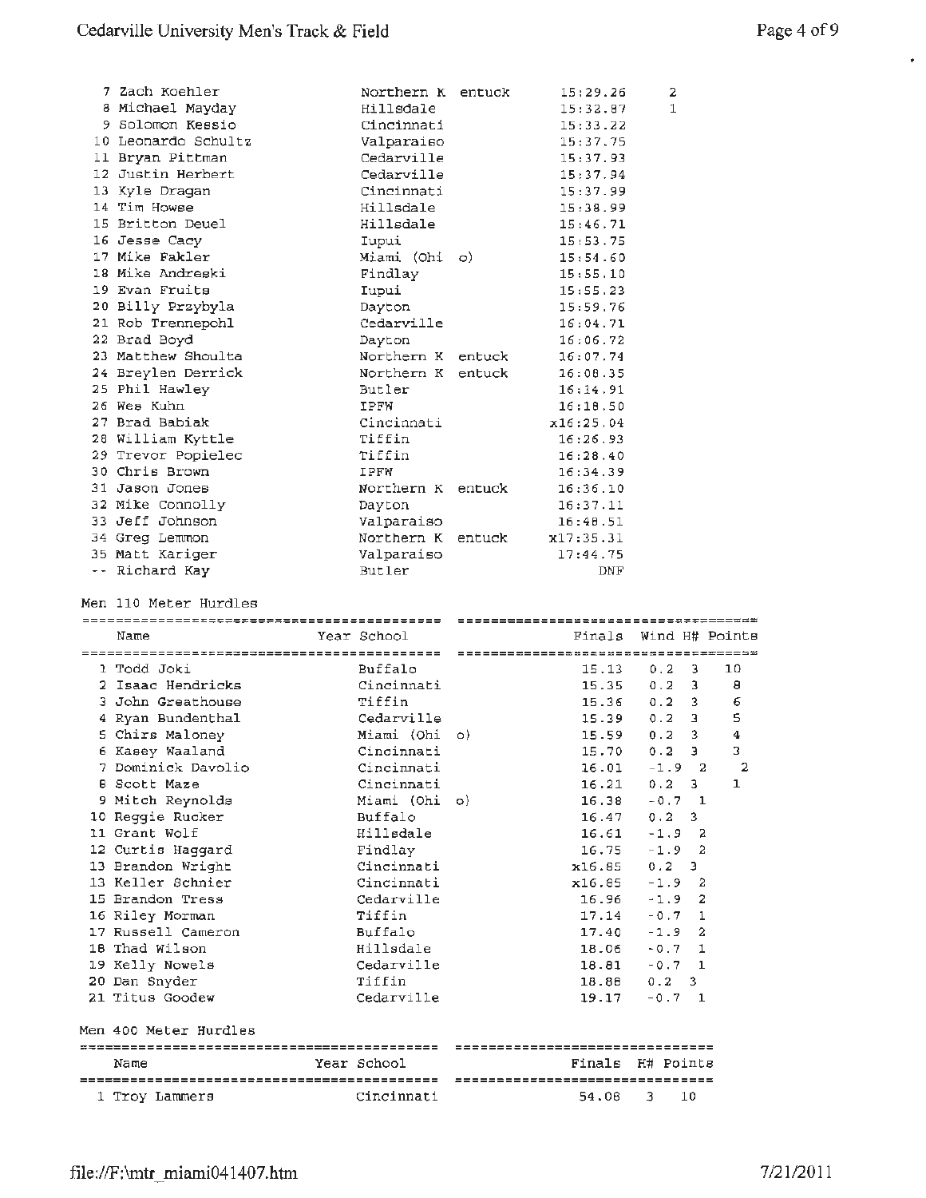| Place | Name | Year | School | Finals | Points |
|---|---|---|---|---|---|
| 7 | Zach Koehler | | Northern Kentuck | 15:29.26 | 2 |
| 8 | Michael Mayday | | Hillsdale | 15:32.87 | 1 |
| 9 | Solomon Kessio | | Cincinnati | 15:33.22 | |
| 10 | Leonardo Schultz | | Valparaiso | 15:37.75 | |
| 11 | Bryan Pittman | | Cedarville | 15:37.93 | |
| 12 | Justin Herbert | | Cedarville | 15:37.94 | |
| 13 | Kyle Dragan | | Cincinnati | 15:37.99 | |
| 14 | Tim Howse | | Hillsdale | 15:38.99 | |
| 15 | Britton Deuel | | Hillsdale | 15:46.71 | |
| 16 | Jesse Cacy | | Iupui | 15:53.75 | |
| 17 | Mike Fakler | | Miami (Ohio) | 15:54.60 | |
| 18 | Mike Andreski | | Findlay | 15:55.10 | |
| 19 | Evan Fruits | | Iupui | 15:55.23 | |
| 20 | Billy Przybyla | | Dayton | 15:59.76 | |
| 21 | Rob Trennepohl | | Cedarville | 16:04.71 | |
| 22 | Brad Boyd | | Dayton | 16:06.72 | |
| 23 | Matthew Shoulta | | Northern Kentuck | 16:07.74 | |
| 24 | Breylen Derrick | | Northern Kentuck | 16:08.35 | |
| 25 | Phil Hawley | | Butler | 16:14.91 | |
| 26 | Wes Kuhn | | IPFW | 16:18.50 | |
| 27 | Brad Babiak | | Cincinnati | x16:25.04 | |
| 28 | William Kyttle | | Tiffin | 16:26.93 | |
| 29 | Trevor Popielec | | Tiffin | 16:28.40 | |
| 30 | Chris Brown | | IPFW | 16:34.39 | |
| 31 | Jason Jones | | Northern Kentuck | 16:36.10 | |
| 32 | Mike Connolly | | Dayton | 16:37.11 | |
| 33 | Jeff Johnson | | Valparaiso | 16:48.51 | |
| 34 | Greg Lemmon | | Northern Kentuck | x17:35.31 | |
| 35 | Matt Kariger | | Valparaiso | 17:44.75 | |
| -- | Richard Kay | | Butler | DNF | |

## Men 110 Meter Hurdles

| Place | Name | Year | School | Finals | Wind | H# | Points |
|---|---|---|---|---|---|---|---|
| 1 | Todd Joki | | Buffalo | 15.13 | 0.2 | 3 | 10 |
| 2 | Isaac Hendricks | | Cincinnati | 15.35 | 0.2 | 3 | 8 |
| 3 | John Greathouse | | Tiffin | 15.36 | 0.2 | 3 | 6 |
| 4 | Ryan Bundenthal | | Cedarville | 15.39 | 0.2 | 3 | 5 |
| 5 | Chirs Maloney | | Miami (Ohio) | 15.59 | 0.2 | 3 | 4 |
| 6 | Kasey Waaland | | Cincinnati | 15.70 | 0.2 | 3 | 3 |
| 7 | Dominick Davolio | | Cincinnati | 16.01 | -1.9 | 2 | 2 |
| 8 | Scott Maze | | Cincinnati | 16.21 | 0.2 | 3 | 1 |
| 9 | Mitch Reynolds | | Miami (Ohio) | 16.38 | -0.7 | 1 | |
| 10 | Reggie Rucker | | Buffalo | 16.47 | 0.2 | 3 | |
| 11 | Grant Wolf | | Hillsdale | 16.61 | -1.9 | 2 | |
| 12 | Curtis Haggard | | Findlay | 16.75 | -1.9 | 2 | |
| 13 | Brandon Wright | | Cincinnati | x16.85 | 0.2 | 3 | |
| 13 | Keller Schnier | | Cincinnati | x16.85 | -1.9 | 2 | |
| 15 | Brandon Tress | | Cedarville | 16.96 | -1.9 | 2 | |
| 16 | Riley Morman | | Tiffin | 17.14 | -0.7 | 1 | |
| 17 | Russell Cameron | | Buffalo | 17.40 | -1.9 | 2 | |
| 18 | Thad Wilson | | Hillsdale | 18.06 | -0.7 | 1 | |
| 19 | Kelly Nowels | | Cedarville | 18.81 | -0.7 | 1 | |
| 20 | Dan Snyder | | Tiffin | 18.88 | 0.2 | 3 | |
| 21 | Titus Goodew | | Cedarville | 19.17 | -0.7 | 1 | |

## Men 400 Meter Hurdles

| Place | Name | Year | School | Finals | H# | Points |
|---|---|---|---|---|---|---|
| 1 | Troy Lammers | | Cincinnati | 54.08 | 3 | 10 |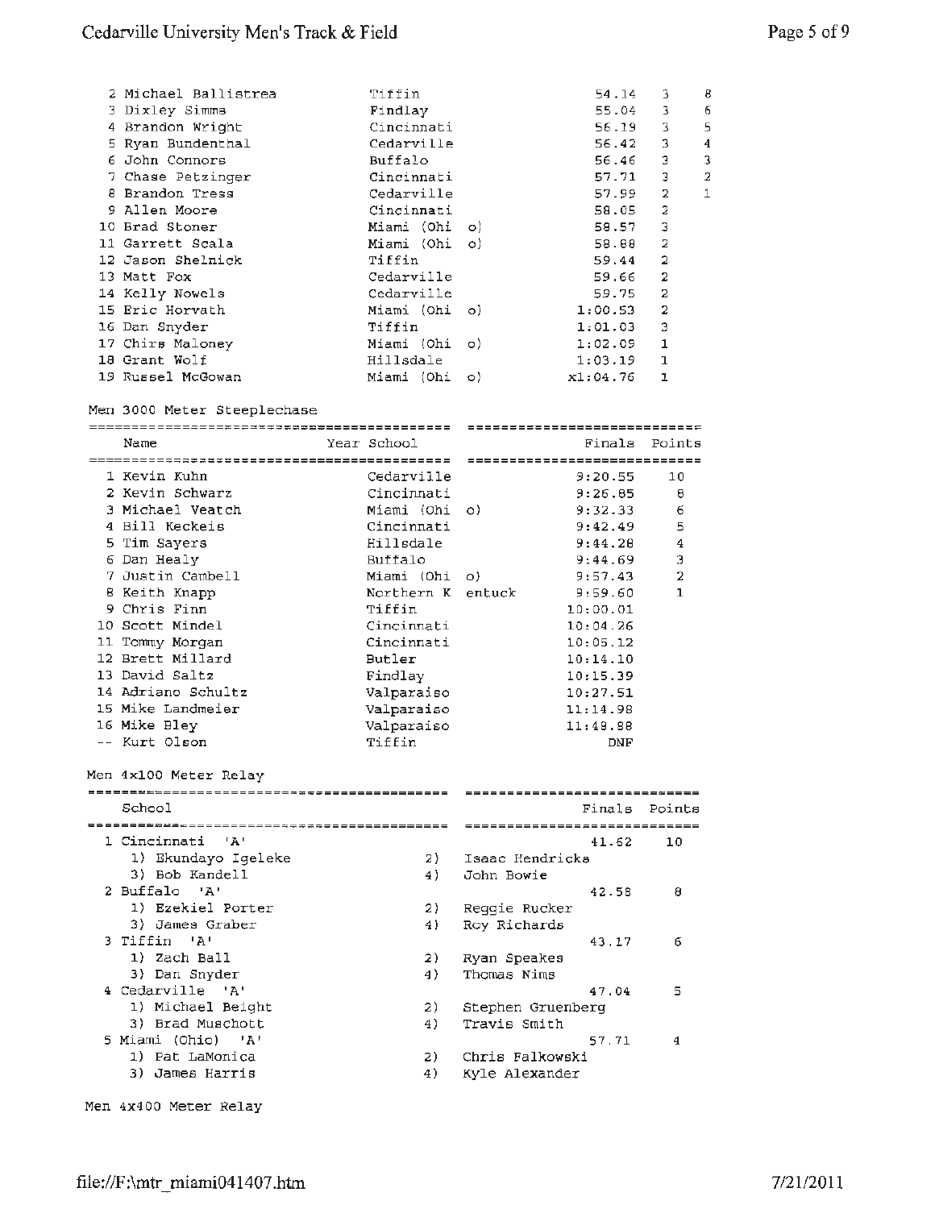| Place | Name | School | Finals | Heat | Points |
|---|---|---|---|---|---|
| 2 | Michael Ballistrea | Tiffin | 54.14 | 3 | 8 |
| 3 | Dixley Simms | Findlay | 55.04 | 3 | 6 |
| 4 | Brandon Wright | Cincinnati | 56.19 | 3 | 5 |
| 5 | Ryan Bundenthal | Cedarville | 56.42 | 3 | 4 |
| 6 | John Connors | Buffalo | 56.46 | 3 | 3 |
| 7 | Chase Petzinger | Cincinnati | 57.71 | 3 | 2 |
| 8 | Brandon Tress | Cedarville | 57.99 | 2 | 1 |
| 9 | Allen Moore | Cincinnati | 58.05 | 2 | |
| 10 | Brad Stoner | Miami (Ohio) | 58.57 | 3 | |
| 11 | Garrett Scala | Miami (Ohio) | 58.88 | 2 | |
| 12 | Jason Shelnick | Tiffin | 59.44 | 2 | |
| 13 | Matt Fox | Cedarville | 59.66 | 2 | |
| 14 | Kelly Nowels | Cedarville | 59.75 | 2 | |
| 15 | Eric Horvath | Miami (Ohio) | 1:00.53 | 2 | |
| 16 | Dan Snyder | Tiffin | 1:01.03 | 3 | |
| 17 | Chirs Maloney | Miami (Ohio) | 1:02.09 | 1 | |
| 18 | Grant Wolf | Hillsdale | 1:03.19 | 1 | |
| 19 | Russel McGowan | Miami (Ohio) | x1:04.76 | 1 | |

Men 3000 Meter Steeplechase

| Place | Name | Year | School | Finals | Points |
|---|---|---|---|---|---|
| 1 | Kevin Kuhn | | Cedarville | 9:20.55 | 10 |
| 2 | Kevin Schwarz | | Cincinnati | 9:26.85 | 8 |
| 3 | Michael Veatch | | Miami (Ohio) | 9:32.33 | 6 |
| 4 | Bill Keckeis | | Cincinnati | 9:42.49 | 5 |
| 5 | Tim Sayers | | Hillsdale | 9:44.28 | 4 |
| 6 | Dan Healy | | Buffalo | 9:44.69 | 3 |
| 7 | Justin Cambell | | Miami (Ohio) | 9:57.43 | 2 |
| 8 | Keith Knapp | | Northern Kentuck | 9:59.60 | 1 |
| 9 | Chris Finn | | Tiffin | 10:00.01 | |
| 10 | Scott Mindel | | Cincinnati | 10:04.26 | |
| 11 | Tommy Morgan | | Cincinnati | 10:05.12 | |
| 12 | Brett Millard | | Butler | 10:14.10 | |
| 13 | David Saltz | | Findlay | 10:15.39 | |
| 14 | Adriano Schultz | | Valparaiso | 10:27.51 | |
| 15 | Mike Landmeier | | Valparaiso | 11:14.98 | |
| 16 | Mike Bley | | Valparaiso | 11:48.88 | |
| -- | Kurt Olson | | Tiffin | DNF | |

Men 4x100 Meter Relay

| Place | School | Finals | Points |
|---|---|---|---|
| 1 | Cincinnati 'A' | 41.62 | 10 |
| | 1) Ekundayo Igeleke 2) Isaac Hendricks 3) Bob Kandell 4) John Bowie | | |
| 2 | Buffalo 'A' | 42.58 | 8 |
| | 1) Ezekiel Porter 2) Reggie Rucker 3) James Graber 4) Roy Richards | | |
| 3 | Tiffin 'A' | 43.17 | 6 |
| | 1) Zach Ball 2) Ryan Speakes 3) Dan Snyder 4) Thomas Nims | | |
| 4 | Cedarville 'A' | 47.04 | 5 |
| | 1) Michael Beight 2) Stephen Gruenberg 3) Brad Muschott 4) Travis Smith | | |
| 5 | Miami (Ohio) 'A' | 57.71 | 4 |
| | 1) Pat LaMonica 2) Chris Falkowski 3) James Harris 4) Kyle Alexander | | |

Men 4x400 Meter Relay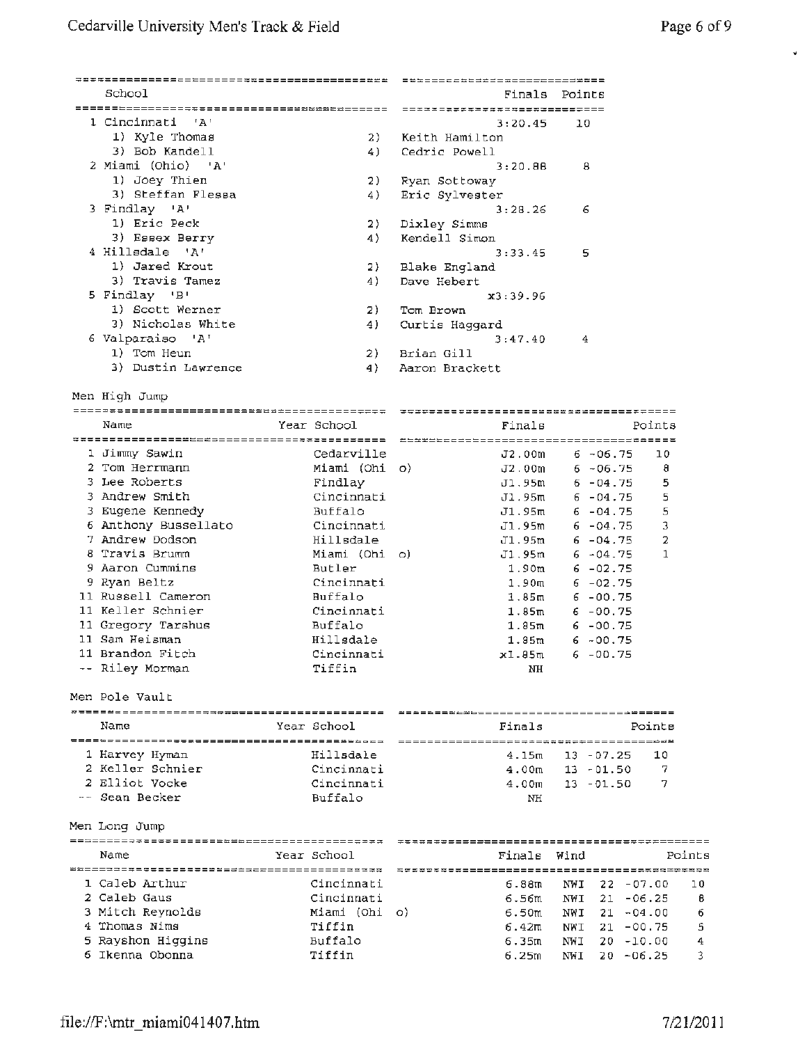| School | | Finals | Points |
|---|---|---|---|
| 1 Cincinnati 'A' | | 3:20.45 | 10 |
| 1) Kyle Thomas | 2) Keith Hamilton | | |
| 3) Bob Kandell | 4) Cedric Powell | | |
| 2 Miami (Ohio) 'A' | | 3:20.88 | 8 |
| 1) Joey Thien | 2) Ryan Sottoway | | |
| 3) Steffan Flessa | 4) Eric Sylvester | | |
| 3 Findlay 'A' | | 3:28.26 | 6 |
| 1) Eric Peck | 2) Dixley Simms | | |
| 3) Essex Berry | 4) Kendell Simon | | |
| 4 Hillsdale 'A' | | 3:33.45 | 5 |
| 1) Jared Krout | 2) Blake England | | |
| 3) Travis Tamez | 4) Dave Hebert | | |
| 5 Findlay 'B' | | x3:39.96 | |
| 1) Scott Werner | 2) Tom Brown | | |
| 3) Nicholas White | 4) Curtis Haggard | | |
| 6 Valparaiso 'A' | | 3:47.40 | 4 |
| 1) Tom Heun | 2) Brian Gill | | |
| 3) Dustin Lawrence | 4) Aaron Brackett | | |

## Men High Jump

| Name | Year School | Finals | | Points |
|---|---|---|---|---|
| 1 Jimmy Sawin | Cedarville | J2.00m | 6 -06.75 | 10 |
| 2 Tom Herrmann | Miami (Ohio) | J2.00m | 6 -06.75 | 8 |
| 3 Lee Roberts | Findlay | J1.95m | 6 -04.75 | 5 |
| 3 Andrew Smith | Cincinnati | J1.95m | 6 -04.75 | 5 |
| 3 Eugene Kennedy | Buffalo | J1.95m | 6 -04.75 | 5 |
| 6 Anthony Bussellato | Cincinnati | J1.95m | 6 -04.75 | 3 |
| 7 Andrew Dodson | Hillsdale | J1.95m | 6 -04.75 | 2 |
| 8 Travis Brumm | Miami (Ohio) | J1.95m | 6 -04.75 | 1 |
| 9 Aaron Cummins | Butler | 1.90m | 6 -02.75 | |
| 9 Ryan Beltz | Cincinnati | 1.90m | 6 -02.75 | |
| 11 Russell Cameron | Buffalo | 1.85m | 6 -00.75 | |
| 11 Keller Schnier | Cincinnati | 1.85m | 6 -00.75 | |
| 11 Gregory Tarshus | Buffalo | 1.85m | 6 -00.75 | |
| 11 Sam Heisman | Hillsdale | 1.85m | 6 -00.75 | |
| 11 Brandon Fitch | Cincinnati | x1.85m | 6 -00.75 | |
| -- Riley Morman | Tiffin | NH | | |

## Men Pole Vault

| Name | Year School | Finals | | Points |
|---|---|---|---|---|
| 1 Harvey Hyman | Hillsdale | 4.15m | 13 -07.25 | 10 |
| 2 Keller Schnier | Cincinnati | 4.00m | 13 -01.50 | 7 |
| 2 Elliot Vocke | Cincinnati | 4.00m | 13 -01.50 | 7 |
| -- Sean Becker | Buffalo | NH | | |

## Men Long Jump

| Name | Year School | Finals | Wind | | Points |
|---|---|---|---|---|---|
| 1 Caleb Arthur | Cincinnati | 6.88m | NWI | 22 -07.00 | 10 |
| 2 Caleb Gaus | Cincinnati | 6.56m | NWI | 21 -06.25 | 8 |
| 3 Mitch Reynolds | Miami (Ohio) | 6.50m | NWI | 21 -04.00 | 6 |
| 4 Thomas Nims | Tiffin | 6.42m | NWI | 21 -00.75 | 5 |
| 5 Rayshon Higgins | Buffalo | 6.35m | NWI | 20 -10.00 | 4 |
| 6 Ikenna Obonna | Tiffin | 6.25m | NWI | 20 -06.25 | 3 |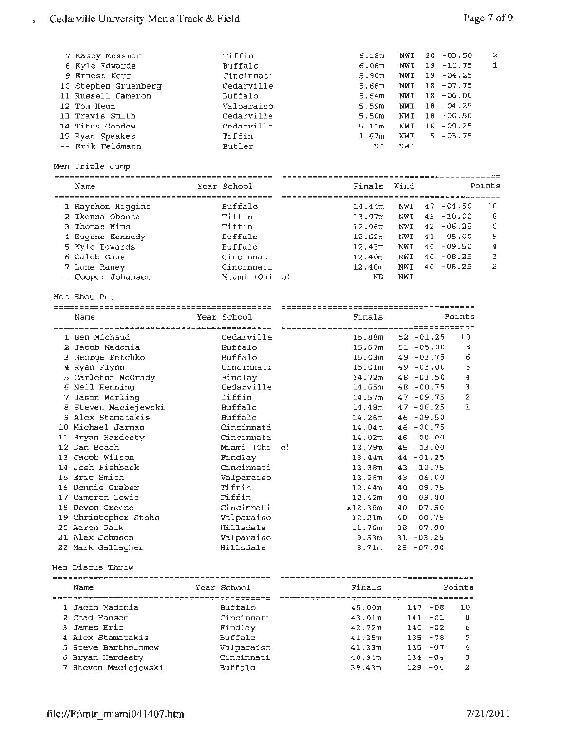| | Name | Year | School | Finals | Wind | | Points |
|---|---|---|---|---|---|---|---|
| 7 | Kasey Messmer | | Tiffin | 6.18m | NWI | 20 -03.50 | 2 |
| 8 | Kyle Edwards | | Buffalo | 6.06m | NWI | 19 -10.75 | 1 |
| 9 | Ernest Kerr | | Cincinnati | 5.90m | NWI | 19 -04.25 | |
| 10 | Stephen Gruenberg | | Cedarville | 5.68m | NWI | 18 -07.75 | |
| 11 | Russell Cameron | | Buffalo | 5.64m | NWI | 18 -06.00 | |
| 12 | Tom Heun | | Valparaiso | 5.59m | NWI | 18 -04.25 | |
| 13 | Travis Smith | | Cedarville | 5.50m | NWI | 18 -00.50 | |
| 14 | Titus Goodew | | Cedarville | 5.11m | NWI | 16 -09.25 | |
| 15 | Ryan Speakes | | Tiffin | 1.62m | NWI | 5 -03.75 | |
| -- | Erik Feldmann | | Butler | ND | NWI | | |

Men Triple Jump

| | Name | Year | School | Finals | Wind | | Points |
|---|---|---|---|---|---|---|---|
| 1 | Rayshon Higgins | | Buffalo | 14.44m | NWI | 47 -04.50 | 10 |
| 2 | Ikenna Obonna | | Tiffin | 13.97m | NWI | 45 -10.00 | 8 |
| 3 | Thomas Nims | | Tiffin | 12.96m | NWI | 42 -06.25 | 6 |
| 4 | Eugene Kennedy | | Buffalo | 12.62m | NWI | 41 -05.00 | 5 |
| 5 | Kyle Edwards | | Buffalo | 12.43m | NWI | 40 -09.50 | 4 |
| 6 | Caleb Gaus | | Cincinnati | 12.40m | NWI | 40 -08.25 | 3 |
| 7 | Lane Raney | | Cincinnati | 12.40m | NWI | 40 -08.25 | 2 |
| -- | Cooper Johansen | | Miami (Ohio) | ND | NWI | | |

Men Shot Put

| | Name | Year | School | Finals | | Points |
|---|---|---|---|---|---|---|
| 1 | Ben Michaud | | Cedarville | 15.88m | 52 -01.25 | 10 |
| 2 | Jacob Madonia | | Buffalo | 15.67m | 51 -05.00 | 8 |
| 3 | George Fetchko | | Buffalo | 15.03m | 49 -03.75 | 6 |
| 4 | Ryan Flynn | | Cincinnati | 15.01m | 49 -03.00 | 5 |
| 5 | Carleton McGrady | | Findlay | 14.72m | 48 -03.50 | 4 |
| 6 | Neil Henning | | Cedarville | 14.65m | 48 -00.75 | 3 |
| 7 | Jason Werling | | Tiffin | 14.57m | 47 -09.75 | 2 |
| 8 | Steven Maciejewski | | Buffalo | 14.48m | 47 -06.25 | 1 |
| 9 | Alex Stamatakis | | Buffalo | 14.26m | 46 -09.50 | |
| 10 | Michael Jarman | | Cincinnati | 14.04m | 46 -00.75 | |
| 11 | Bryan Hardesty | | Cincinnati | 14.02m | 46 -00.00 | |
| 12 | Dan Beach | | Miami (Ohio) | 13.79m | 45 -03.00 | |
| 13 | Jacob Wilson | | Findlay | 13.44m | 44 -01.25 | |
| 14 | Josh Fishback | | Cincinnati | 13.38m | 43 -10.75 | |
| 15 | Eric Smith | | Valparaiso | 13.26m | 43 -06.00 | |
| 16 | Donnie Graber | | Tiffin | 12.44m | 40 -09.75 | |
| 17 | Cameron Lewis | | Tiffin | 12.42m | 40 -09.00 | |
| 18 | Devon Greene | | Cincinnati | x12.38m | 40 -07.50 | |
| 19 | Christopher Stohs | | Valparaiso | 12.21m | 40 -00.75 | |
| 20 | Aaron Falk | | Hillsdale | 11.76m | 38 -07.00 | |
| 21 | Alex Johnson | | Valparaiso | 9.53m | 31 -03.25 | |
| 22 | Mark Gallagher | | Hillsdale | 8.71m | 28 -07.00 | |

Men Discus Throw

| | Name | Year | School | Finals | | Points |
|---|---|---|---|---|---|---|
| 1 | Jacob Madonia | | Buffalo | 45.00m | 147 -08 | 10 |
| 2 | Chad Hanson | | Cincinnati | 43.01m | 141 -01 | 8 |
| 3 | James Eric | | Findlay | 42.72m | 140 -02 | 6 |
| 4 | Alex Stamatakis | | Buffalo | 41.35m | 135 -08 | 5 |
| 5 | Steve Bartholomew | | Valparaiso | 41.33m | 135 -07 | 4 |
| 6 | Bryan Hardesty | | Cincinnati | 40.94m | 134 -04 | 3 |
| 7 | Steven Maciejewski | | Buffalo | 39.43m | 129 -04 | 2 |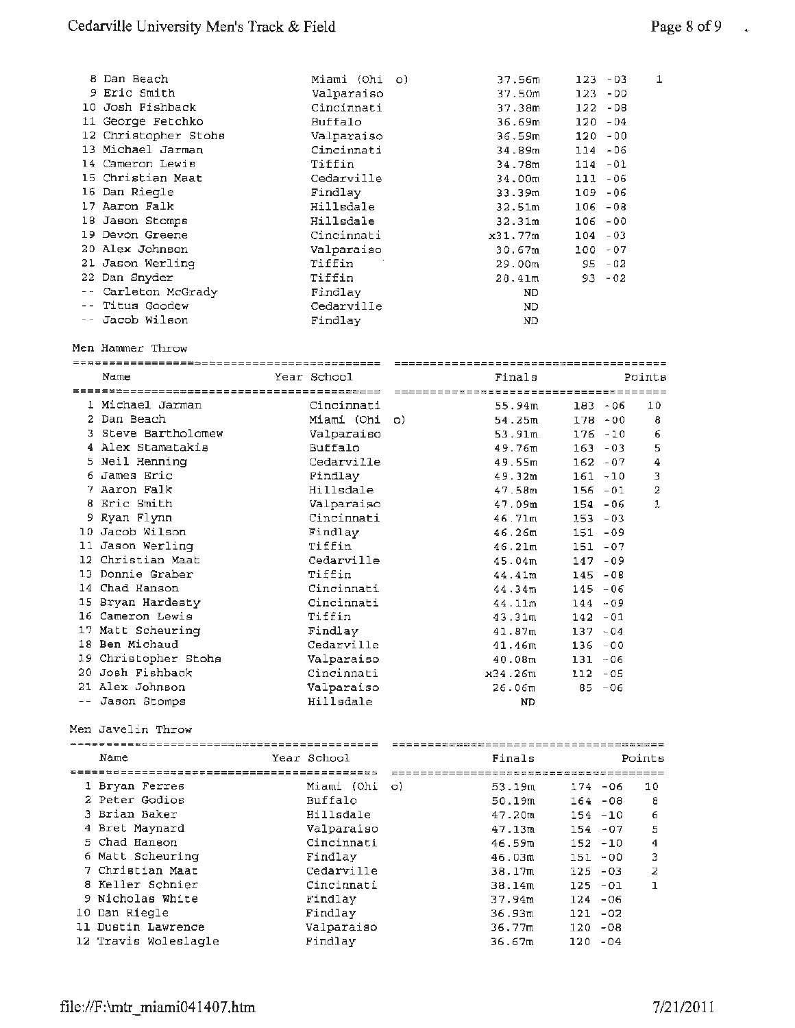| Place | Name | Year | School | Finals | | Points |
|---|---|---|---|---|---|---|
| 8 | Dan Beach | | Miami (Ohio) | 37.56m | 123 -03 | 1 |
| 9 | Eric Smith | | Valparaiso | 37.50m | 123 -00 | |
| 10 | Josh Fishback | | Cincinnati | 37.38m | 122 -08 | |
| 11 | George Fetchko | | Buffalo | 36.69m | 120 -04 | |
| 12 | Christopher Stohs | | Valparaiso | 36.59m | 120 -00 | |
| 13 | Michael Jarman | | Cincinnati | 34.89m | 114 -06 | |
| 14 | Cameron Lewis | | Tiffin | 34.78m | 114 -01 | |
| 15 | Christian Maat | | Cedarville | 34.00m | 111 -06 | |
| 16 | Dan Riegle | | Findlay | 33.39m | 109 -06 | |
| 17 | Aaron Falk | | Hillsdale | 32.51m | 106 -08 | |
| 18 | Jason Stomps | | Hillsdale | 32.31m | 106 -00 | |
| 19 | Devon Greene | | Cincinnati | x31.77m | 104 -03 | |
| 20 | Alex Johnson | | Valparaiso | 30.67m | 100 -07 | |
| 21 | Jason Werling | | Tiffin | 29.00m | 95 -02 | |
| 22 | Dan Snyder | | Tiffin | 28.41m | 93 -02 | |
| -- | Carleton McGrady | | Findlay | ND | | |
| -- | Titus Goodew | | Cedarville | ND | | |
| -- | Jacob Wilson | | Findlay | ND | | |

Men Hammer Throw

| Place | Name | Year | School | Finals | | Points |
|---|---|---|---|---|---|---|
| 1 | Michael Jarman | | Cincinnati | 55.94m | 183 -06 | 10 |
| 2 | Dan Beach | | Miami (Ohio) | 54.25m | 178 -00 | 8 |
| 3 | Steve Bartholomew | | Valparaiso | 53.91m | 176 -10 | 6 |
| 4 | Alex Stamatakis | | Buffalo | 49.76m | 163 -03 | 5 |
| 5 | Neil Henning | | Cedarville | 49.55m | 162 -07 | 4 |
| 6 | James Eric | | Findlay | 49.32m | 161 -10 | 3 |
| 7 | Aaron Falk | | Hillsdale | 47.58m | 156 -01 | 2 |
| 8 | Eric Smith | | Valparaiso | 47.09m | 154 -06 | 1 |
| 9 | Ryan Flynn | | Cincinnati | 46.71m | 153 -03 | |
| 10 | Jacob Wilson | | Findlay | 46.26m | 151 -09 | |
| 11 | Jason Werling | | Tiffin | 46.21m | 151 -07 | |
| 12 | Christian Maat | | Cedarville | 45.04m | 147 -09 | |
| 13 | Donnie Graber | | Tiffin | 44.41m | 145 -08 | |
| 14 | Chad Hanson | | Cincinnati | 44.34m | 145 -06 | |
| 15 | Bryan Hardesty | | Cincinnati | 44.11m | 144 -09 | |
| 16 | Cameron Lewis | | Tiffin | 43.31m | 142 -01 | |
| 17 | Matt Scheuring | | Findlay | 41.87m | 137 -04 | |
| 18 | Ben Michaud | | Cedarville | 41.46m | 136 -00 | |
| 19 | Christopher Stohs | | Valparaiso | 40.08m | 131 -06 | |
| 20 | Josh Fishback | | Cincinnati | x34.26m | 112 -05 | |
| 21 | Alex Johnson | | Valparaiso | 26.06m | 85 -06 | |
| -- | Jason Stomps | | Hillsdale | ND | | |

Men Javelin Throw

| Place | Name | Year | School | Finals | | Points |
|---|---|---|---|---|---|---|
| 1 | Bryan Ferres | | Miami (Ohio) | 53.19m | 174 -06 | 10 |
| 2 | Peter Godios | | Buffalo | 50.19m | 164 -08 | 8 |
| 3 | Brian Baker | | Hillsdale | 47.20m | 154 -10 | 6 |
| 4 | Bret Maynard | | Valparaiso | 47.13m | 154 -07 | 5 |
| 5 | Chad Hanson | | Cincinnati | 46.59m | 152 -10 | 4 |
| 6 | Matt Scheuring | | Findlay | 46.03m | 151 -00 | 3 |
| 7 | Christian Maat | | Cedarville | 38.17m | 125 -03 | 2 |
| 8 | Keller Schnier | | Cincinnati | 38.14m | 125 -01 | 1 |
| 9 | Nicholas White | | Findlay | 37.94m | 124 -06 | |
| 10 | Dan Riegle | | Findlay | 36.93m | 121 -02 | |
| 11 | Dustin Lawrence | | Valparaiso | 36.77m | 120 -08 | |
| 12 | Travis Woleslagle | | Findlay | 36.67m | 120 -04 | |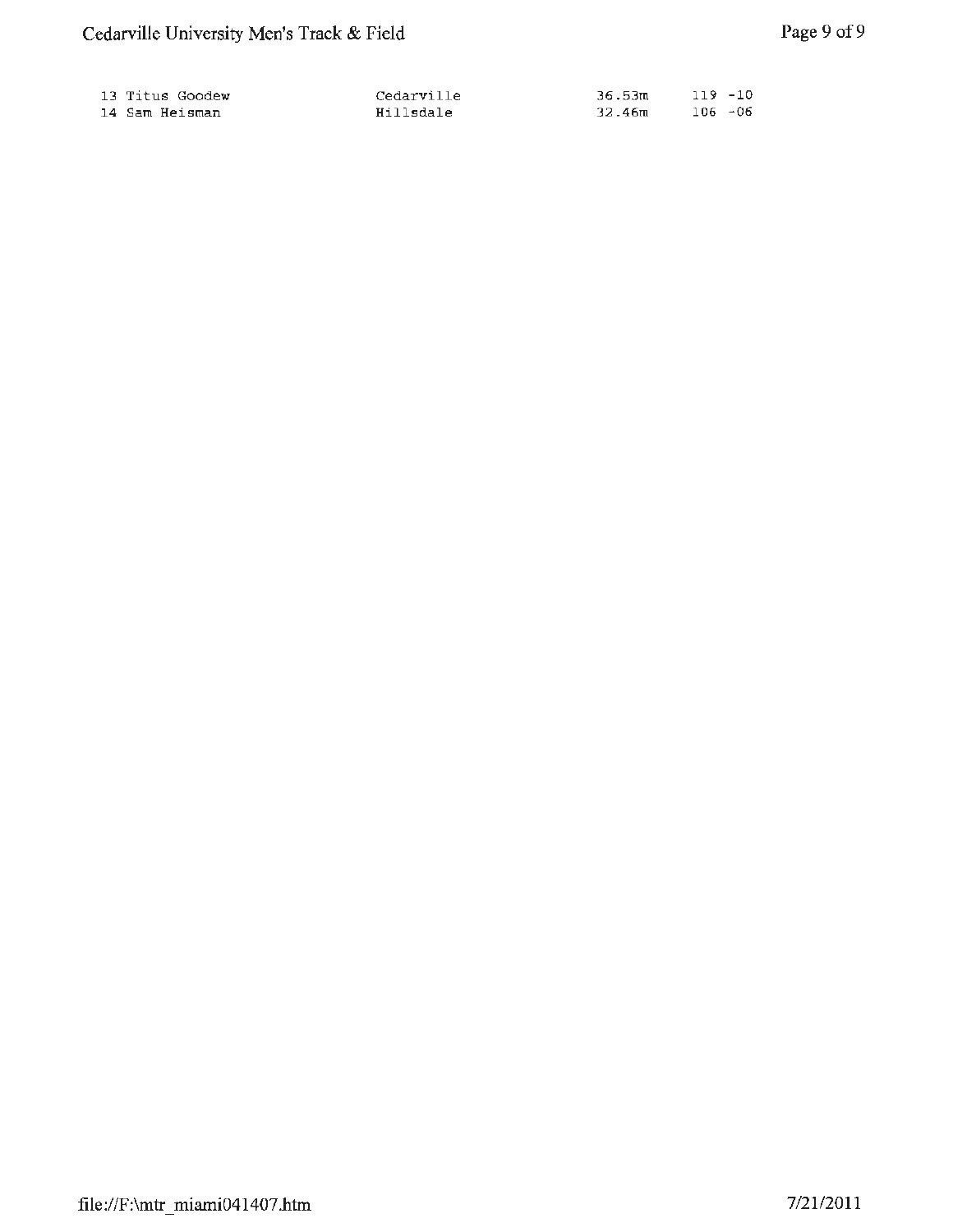| | | | | |
|---|---|---|---|---|
| 13 | Titus Goodew | Cedarville | 36.53m | 119 -10 |
| 14 | Sam Heisman | Hillsdale | 32.46m | 106 -06 |